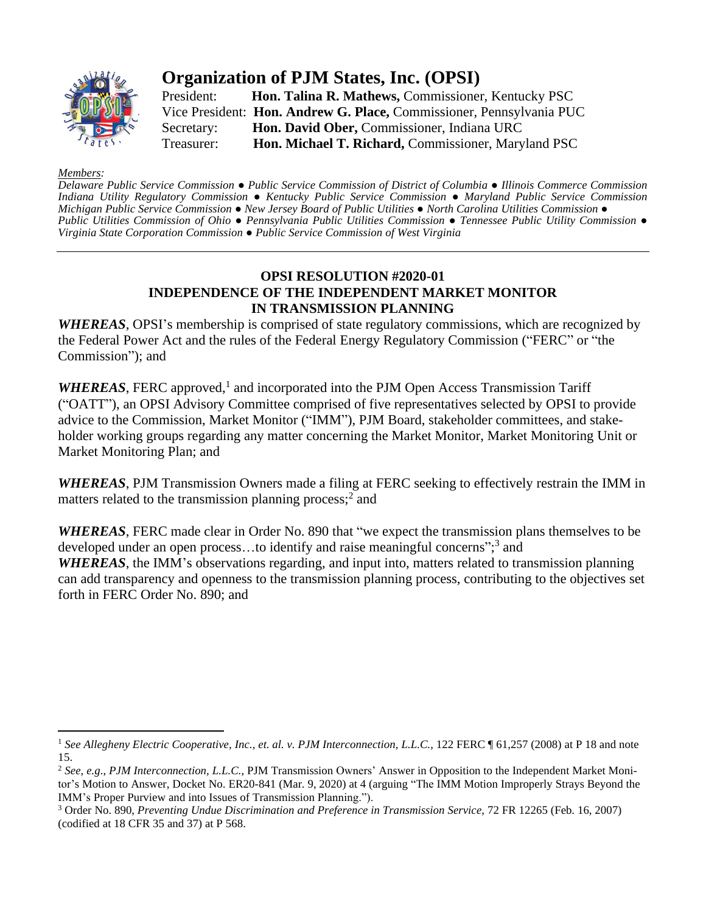# Organization of PJM States, Inc. (OPSI)

President: **Hon. Talina R. Mathews,** Commissioner, Kentucky PSC
Vice President: **Hon. Andrew G. Place,** Commissioner, Pennsylvania PUC
Secretary: **Hon. David Ober,** Commissioner, Indiana URC
Treasurer: **Hon. Michael T. Richard,** Maryland PSC

*Members:*
*Delaware Public Service Commission ● Public Service Commission of District of Columbia ● Illinois Commerce Commission Indiana Utility Regulatory Commission ● Kentucky Public Service Commission ● Maryland Public Service Commission Michigan Public Service Commission ● New Jersey Board of Public Utilities ● North Carolina Utilities Commission ● Public Utilities Commission of Ohio ● Pennsylvania Public Utilities Commission ● Tennessee Public Utility Commission ● Virginia State Corporation Commission ● Public Service Commission of West Virginia*

---

**OPSI RESOLUTION #2020-01**
**INDEPENDENCE OF THE INDEPENDENT MARKET MONITOR IN TRANSMISSION PLANNING**

***WHEREAS***, OPSI's membership is comprised of state regulatory commissions, which are recognized by the Federal Power Act and the rules of the Federal Energy Regulatory Commission ("FERC" or "the Commission"); and

***WHEREAS***, FERC approved,[1] and incorporated into the PJM Open Access Transmission Tariff ("OATT"), an OPSI Advisory Committee comprised of five representatives selected by OPSI to provide advice to the Commission, Market Monitor ("IMM"), PJM Board, stakeholder committees, and stakeholder working groups regarding any matter concerning the Market Monitor, Market Monitoring Unit or Market Monitoring Plan; and

***WHEREAS***, PJM Transmission Owners made a filing at FERC seeking to effectively restrain the IMM in matters related to the transmission planning process;[2] and

***WHEREAS***, FERC made clear in Order No. 890 that "we expect the transmission plans themselves to be developed under an open process…to identify and raise meaningful concerns";[3] and

***WHEREAS***, the IMM's observations regarding, and input into, matters related to transmission planning can add transparency and openness to the transmission planning process, contributing to the objectives set forth in FERC Order No. 890; and

---

[1] *See Allegheny Electric Cooperative, Inc., et. al. v. PJM Interconnection, L.L.C.*, 122 FERC ¶ 61,257 (2008) at P 18 and note 15.

[2] *See, e.g*., *PJM Interconnection, L.L.C.*, PJM Transmission Owners' Answer in Opposition to the Independent Market Monitor's Motion to Answer, Docket No. ER20-841 (Mar. 9, 2020) at 4 (arguing "The IMM Motion Improperly Strays Beyond the IMM's Proper Purview and into Issues of Transmission Planning.").

[3] Order No. 890, *Preventing Undue Discrimination and Preference in Transmission Service*, 72 FR 12265 (Feb. 16, 2007) (codified at 18 CFR 35 and 37) at P 568.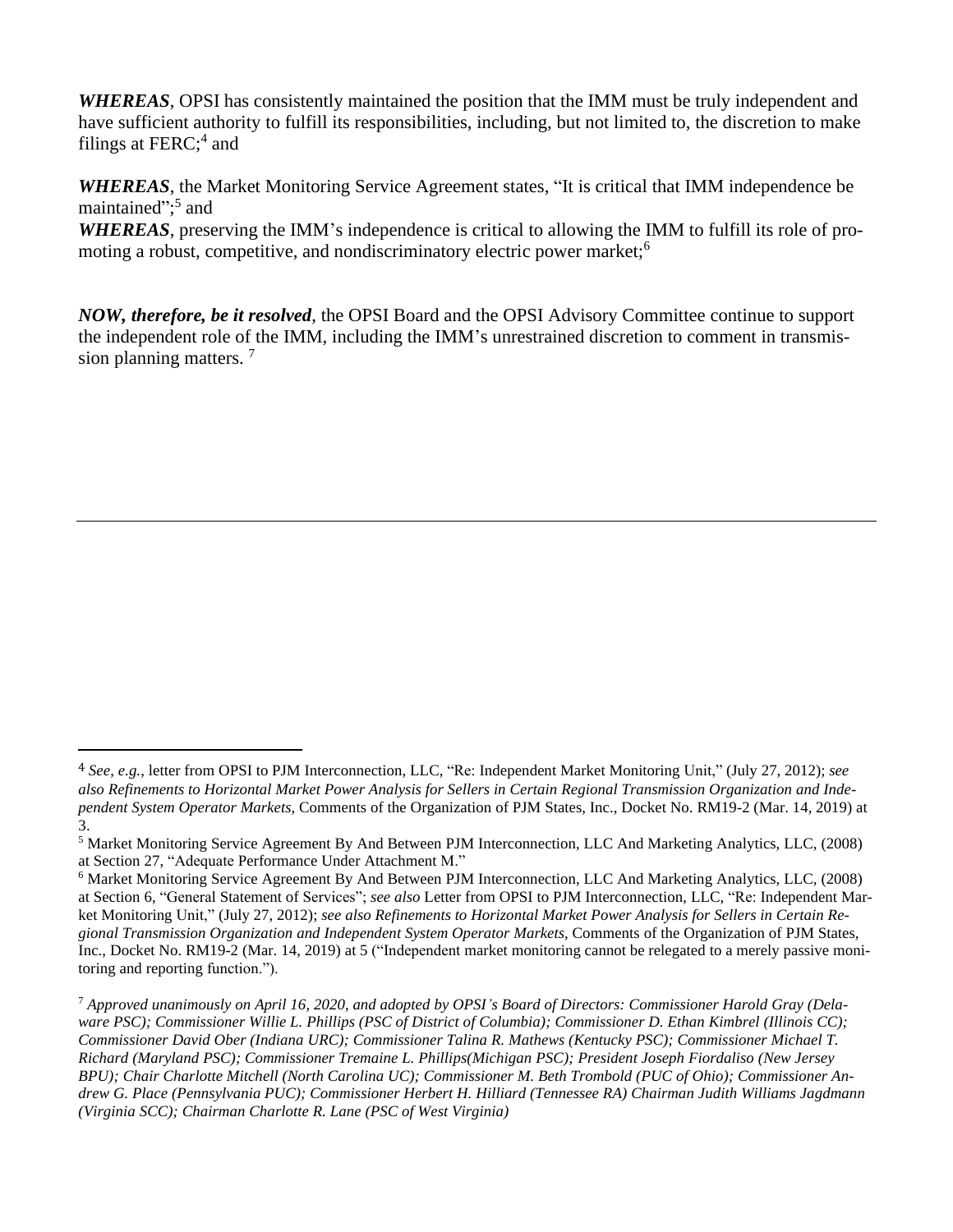***WHEREAS***, OPSI has consistently maintained the position that the IMM must be truly independent and have sufficient authority to fulfill its responsibilities, including, but not limited to, the discretion to make filings at FERC;[4] and

***WHEREAS***, the Market Monitoring Service Agreement states, "It is critical that IMM independence be maintained";[5] and

***WHEREAS***, preserving the IMM's independence is critical to allowing the IMM to fulfill its role of promoting a robust, competitive, and nondiscriminatory electric power market;[6]

***NOW, therefore, be it resolved***, the OPSI Board and the OPSI Advisory Committee continue to support the independent role of the IMM, including the IMM's unrestrained discretion to comment in transmission planning matters. [7]

---

[4] *See, e.g.*, letter from OPSI to PJM Interconnection, LLC, "Re: Independent Market Monitoring Unit," (July 27, 2012); *see also Refinements to Horizontal Market Power Analysis for Sellers in Certain Regional Transmission Organization and Independent System Operator Markets*, Comments of the Organization of PJM States, Inc., Docket No. RM19-2 (Mar. 14, 2019) at 3.

[5] Market Monitoring Service Agreement By And Between PJM Interconnection, LLC And Marketing Analytics, LLC, (2008) at Section 27, "Adequate Performance Under Attachment M."

[6] Market Monitoring Service Agreement By And Between PJM Interconnection, LLC And Marketing Analytics, LLC, (2008) at Section 6, "General Statement of Services"; *see also* Letter from OPSI to PJM Interconnection, LLC, "Re: Independent Market Monitoring Unit," (July 27, 2012); *see also Refinements to Horizontal Market Power Analysis for Sellers in Certain Regional Transmission Organization and Independent System Operator Markets*, Comments of the Organization of PJM States, Inc., Docket No. RM19-2 (Mar. 14, 2019) at 5 ("Independent market monitoring cannot be relegated to a merely passive monitoring and reporting function.").

[7] *Approved unanimously on April 16, 2020, and adopted by OPSI's Board of Directors: Commissioner Harold Gray (Delaware PSC); Commissioner Willie L. Phillips (PSC of District of Columbia); Commissioner D. Ethan Kimbrel (Illinois CC); Commissioner David Ober (Indiana URC); Commissioner Talina R. Mathews (Kentucky PSC); Commissioner Michael T. Richard (Maryland PSC); Commissioner Tremaine L. Phillips(Michigan PSC); President Joseph Fiordaliso (New Jersey BPU); Chair Charlotte Mitchell (North Carolina UC); Commissioner M. Beth Trombold (PUC of Ohio); Commissioner Andrew G. Place (Pennsylvania PUC); Commissioner Herbert H. Hilliard (Tennessee RA) Chairman Judith Williams Jagdmann (Virginia SCC); Chairman Charlotte R. Lane (PSC of West Virginia)*